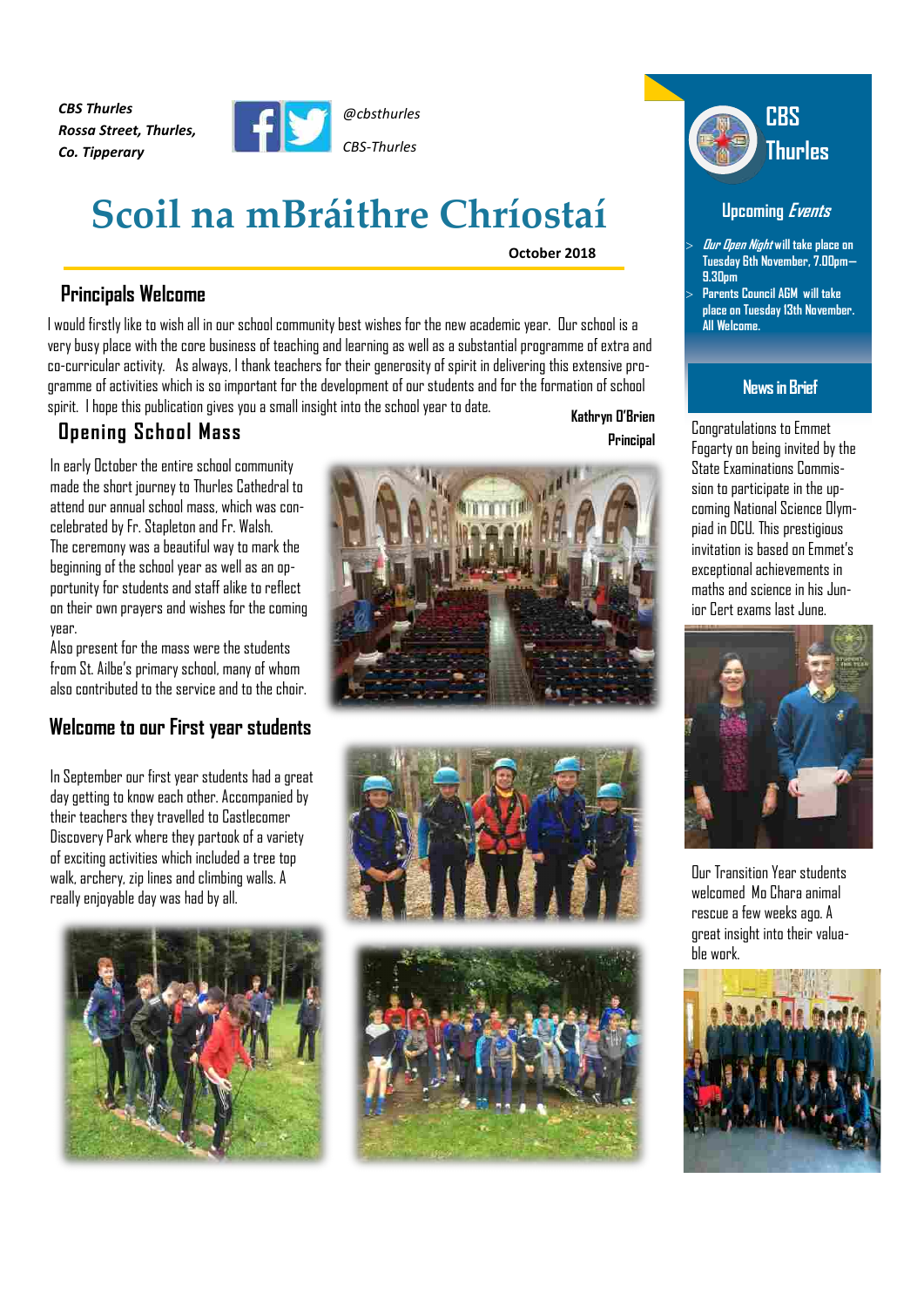*CBS Thurles*
*Rossa Street, Thurles,*
*Co. Tipperary*

*@cbsthurles*

*CBS-Thurles*

# Scoil na mBráithre Chríostaí

**October 2018**

## Principals Welcome

I would firstly like to wish all in our school community best wishes for the new academic year. Our school is a very busy place with the core business of teaching and learning as well as a substantial programme of extra and co-curricular activity. As always, I thank teachers for their generosity of spirit in delivering this extensive programme of activities which is so important for the development of our students and for the formation of school spirit. I hope this publication gives you a small insight into the school year to date.

**Kathryn O'Brien**
**Principal**

## Opening School Mass

In early October the entire school community made the short journey to Thurles Cathedral to attend our annual school mass, which was concelebrated by Fr. Stapleton and Fr. Walsh. The ceremony was a beautiful way to mark the beginning of the school year as well as an opportunity for students and staff alike to reflect on their own prayers and wishes for the coming year.

Also present for the mass were the students from St. Ailbe's primary school, many of whom also contributed to the service and to the choir.

## Welcome to our First year students

In September our first year students had a great day getting to know each other. Accompanied by their teachers they travelled to Castlecomer Discovery Park where they partook of a variety of exciting activities which included a tree top walk, archery, zip lines and climbing walls. A really enjoyable day was had by all.

## CBS Thurles

### Upcoming *Events*

- ***Our Open Night*** **will take place on Tuesday 6th November, 7.00pm—9.30pm**
- **Parents Council AGM will take place on Tuesday 13th November. All Welcome.**

### News in Brief

Congratulations to Emmet Fogarty on being invited by the State Examinations Commission to participate in the upcoming National Science Olympiad in DCU. This prestigious invitation is based on Emmet's exceptional achievements in maths and science in his Junior Cert exams last June.

Our Transition Year students welcomed Mo Chara animal rescue a few weeks ago. A great insight into their valuable work.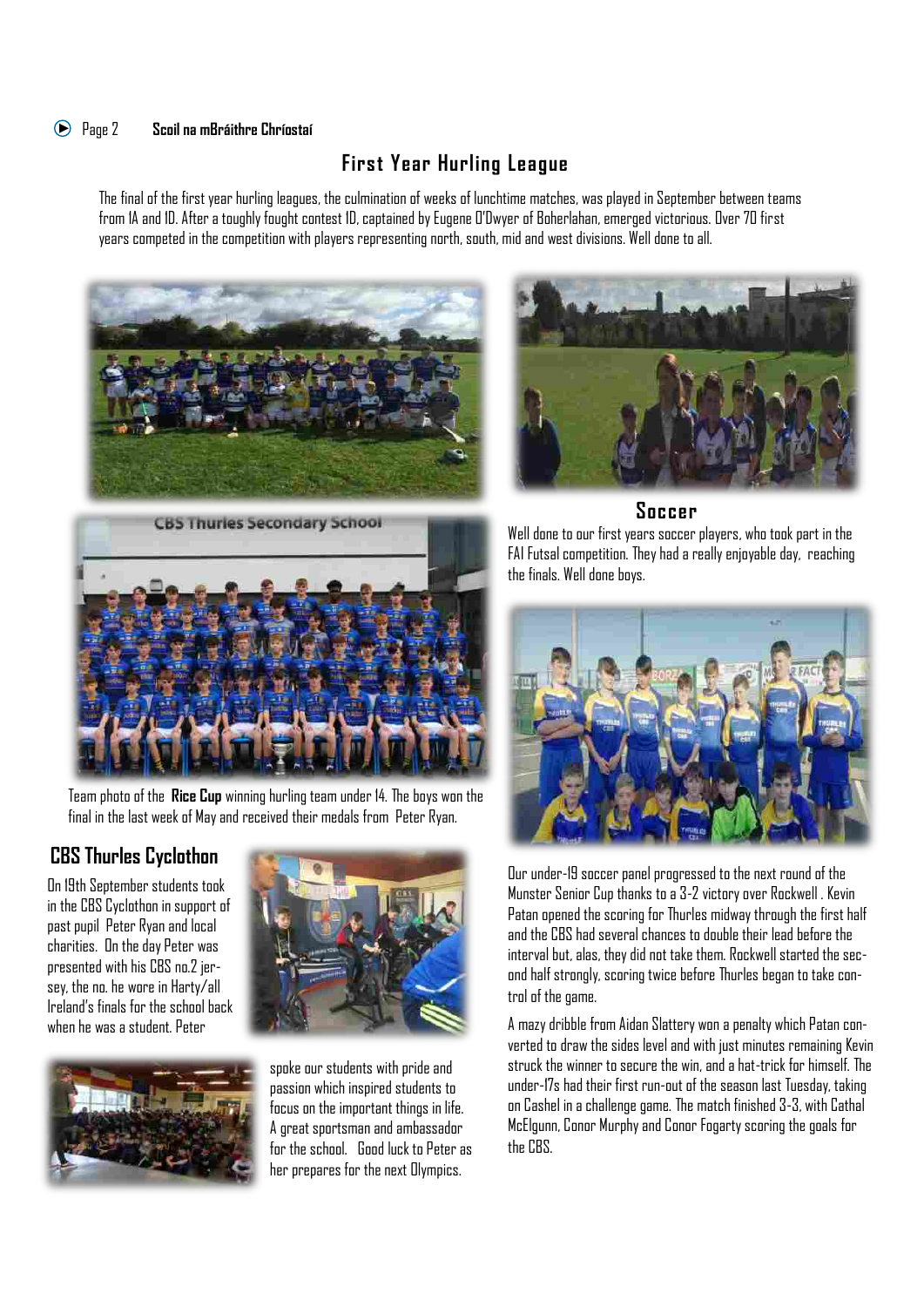## First Year Hurling League

The final of the first year hurling leagues, the culmination of weeks of lunchtime matches, was played in September between teams from 1A and 1D. After a toughly fought contest 1D, captained by Eugene O'Dwyer of Boherlahan, emerged victorious. Over 70 first years competed in the competition with players representing north, south, mid and west divisions. Well done to all.

Team photo of the **Rice Cup** winning hurling team under 14. The boys won the final in the last week of May and received their medals from Peter Ryan.

## CBS Thurles Cyclothon

On 19th September students took in the CBS Cyclothon in support of past pupil Peter Ryan and local charities. On the day Peter was presented with his CBS no.2 jersey, the no. he wore in Harty/all Ireland's finals for the school back when he was a student. Peter spoke our students with pride and passion which inspired students to focus on the important things in life. A great sportsman and ambassador for the school. Good luck to Peter as her prepares for the next Olympics.

## Soccer

Well done to our first years soccer players, who took part in the FAI Futsal competition. They had a really enjoyable day, reaching the finals. Well done boys.

Our under-19 soccer panel progressed to the next round of the Munster Senior Cup thanks to a 3-2 victory over Rockwell . Kevin Patan opened the scoring for Thurles midway through the first half and the CBS had several chances to double their lead before the interval but, alas, they did not take them. Rockwell started the second half strongly, scoring twice before Thurles began to take control of the game.

A mazy dribble from Aidan Slattery won a penalty which Patan converted to draw the sides level and with just minutes remaining Kevin struck the winner to secure the win, and a hat-trick for himself. The under-17s had their first run-out of the season last Tuesday, taking on Cashel in a challenge game. The match finished 3-3, with Cathal McElgunn, Conor Murphy and Conor Fogarty scoring the goals for the CBS.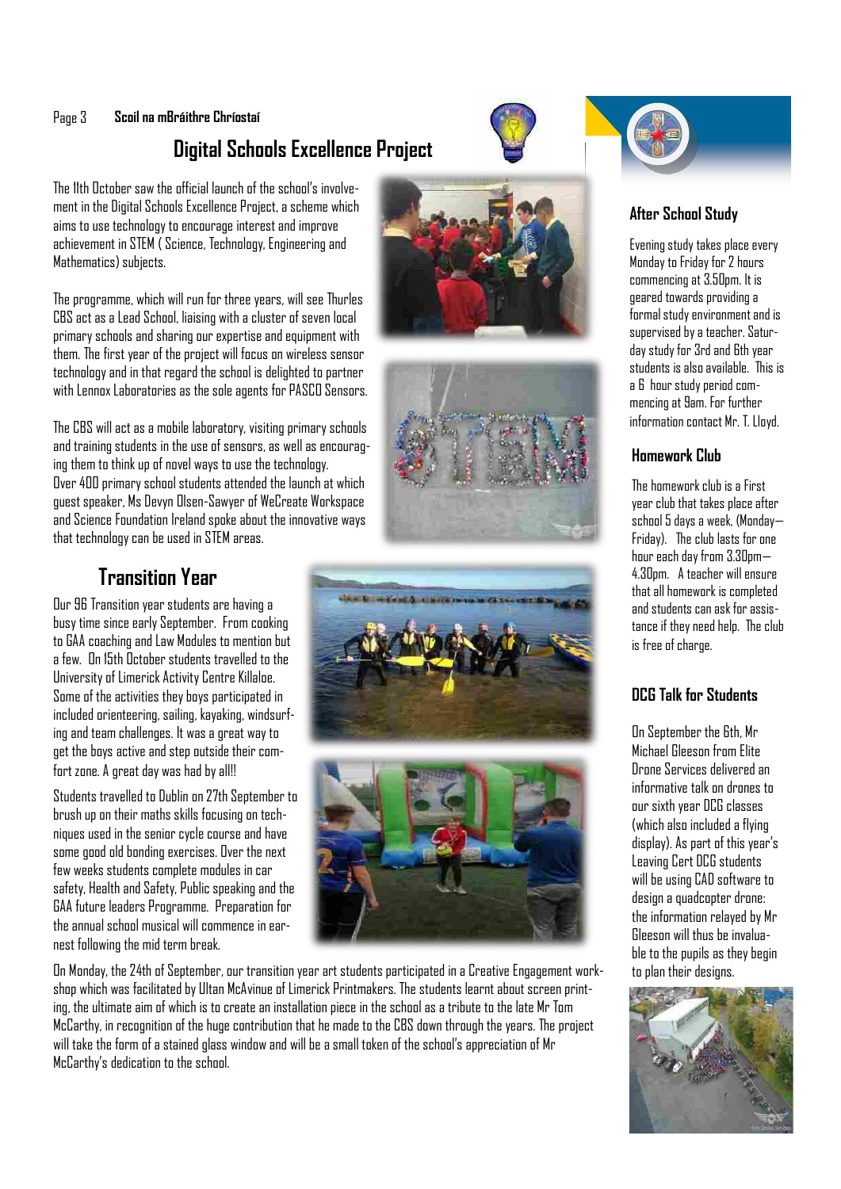## Digital Schools Excellence Project

The 11th October saw the official launch of the school's involvement in the Digital Schools Excellence Project, a scheme which aims to use technology to encourage interest and improve achievement in STEM ( Science, Technology, Engineering and Mathematics) subjects.

The programme, which will run for three years, will see Thurles CBS act as a Lead School, liaising with a cluster of seven local primary schools and sharing our expertise and equipment with them. The first year of the project will focus on wireless sensor technology and in that regard the school is delighted to partner with Lennox Laboratories as the sole agents for PASCO Sensors.

The CBS will act as a mobile laboratory, visiting primary schools and training students in the use of sensors, as well as encouraging them to think up of novel ways to use the technology.
Over 400 primary school students attended the launch at which guest speaker, Ms Devyn Olsen-Sawyer of WeCreate Workspace and Science Foundation Ireland spoke about the innovative ways that technology can be used in STEM areas.

## Transition Year

Our 96 Transition year students are having a busy time since early September. From cooking to GAA coaching and Law Modules to mention but a few. On 15th October students travelled to the University of Limerick Activity Centre Killaloe. Some of the activities they boys participated in included orienteering, sailing, kayaking, windsurfing and team challenges. It was a great way to get the boys active and step outside their comfort zone. A great day was had by all!!

Students travelled to Dublin on 27th September to brush up on their maths skills focusing on techniques used in the senior cycle course and have some good old bonding exercises. Over the next few weeks students complete modules in car safety, Health and Safety, Public speaking and the GAA future leaders Programme. Preparation for the annual school musical will commence in earnest following the mid term break.

On Monday, the 24th of September, our transition year art students participated in a Creative Engagement workshop which was facilitated by Ultan McAvinue of Limerick Printmakers. The students learnt about screen printing, the ultimate aim of which is to create an installation piece in the school as a tribute to the late Mr Tom McCarthy, in recognition of the huge contribution that he made to the CBS down through the years. The project will take the form of a stained glass window and will be a small token of the school's appreciation of Mr McCarthy's dedication to the school.

### After School Study

Evening study takes place every Monday to Friday for 2 hours commencing at 3.50pm. It is geared towards providing a formal study environment and is supervised by a teacher. Saturday study for 3rd and 6th year students is also available. This is a 6 hour study period commencing at 9am. For further information contact Mr. T. Lloyd.

### Homework Club

The homework club is a First year club that takes place after school 5 days a week, (Monday—Friday). The club lasts for one hour each day from 3.30pm—4.30pm. A teacher will ensure that all homework is completed and students can ask for assistance if they need help. The club is free of charge.

### DCG Talk for Students

On September the 6th, Mr Michael Gleeson from Elite Drone Services delivered an informative talk on drones to our sixth year DCG classes (which also included a flying display). As part of this year's Leaving Cert DCG students will be using CAD software to design a quadcopter drone: the information relayed by Mr Gleeson will thus be invaluable to the pupils as they begin to plan their designs.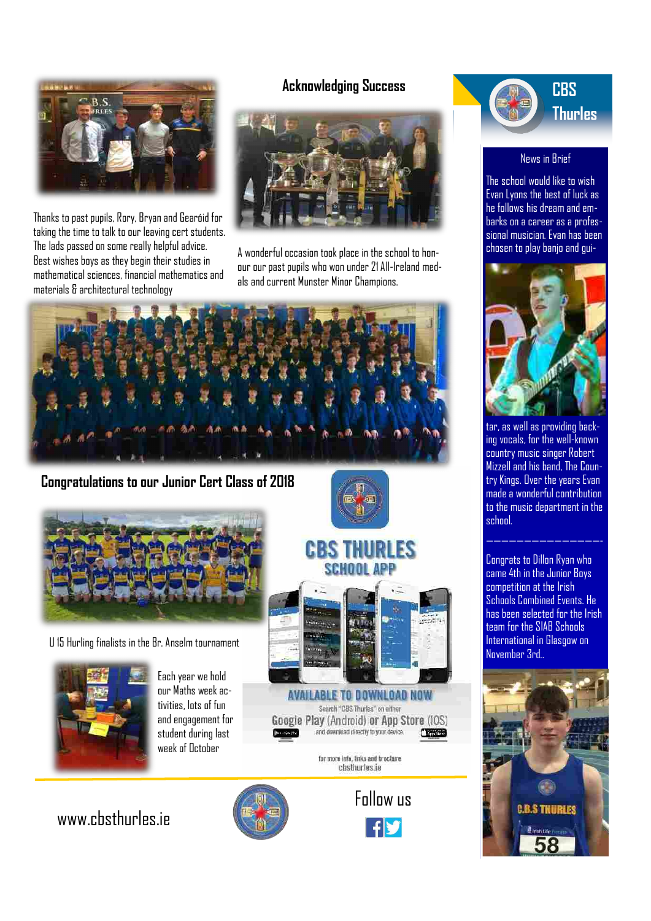Thanks to past pupils, Rory, Bryan and Gearóid for taking the time to talk to our leaving cert students. The lads passed on some really helpful advice. Best wishes boys as they begin their studies in mathematical sciences, financial mathematics and materials & architectural technology

## Acknowledging Success

A wonderful occasion took place in the school to honour our past pupils who won under 21 All-Ireland medals and current Munster Minor Champions.

## Congratulations to our Junior Cert Class of 2018

U 15 Hurling finalists in the Br. Anselm tournament

Each year we hold our Maths week activities, lots of fun and engagement for student during last week of October

**CBS THURLES**
**SCHOOL APP**

**AVAILABLE TO DOWNLOAD NOW**

Search "CBS Thurles" on either

**Google Play** (Android) or **App Store** (IOS)

and download directly to your device.

for more info, links and brochure
cbsthurles.ie

www.cbsthurles.ie

Follow us

# CBS Thurles

## News in Brief

The school would like to wish Evan Lyons the best of luck as he follows his dream and embarks on a career as a professional musician. Evan has been chosen to play banjo and guitar, as well as providing backing vocals, for the well-known country music singer Robert Mizzell and his band, The Country Kings. Over the years Evan made a wonderful contribution to the music department in the school.

---

Congrats to Dillon Ryan who came 4th in the Junior Boys competition at the Irish Schools Combined Events. He has been selected for the Irish team for the SIAB Schools International in Glasgow on November 3rd..